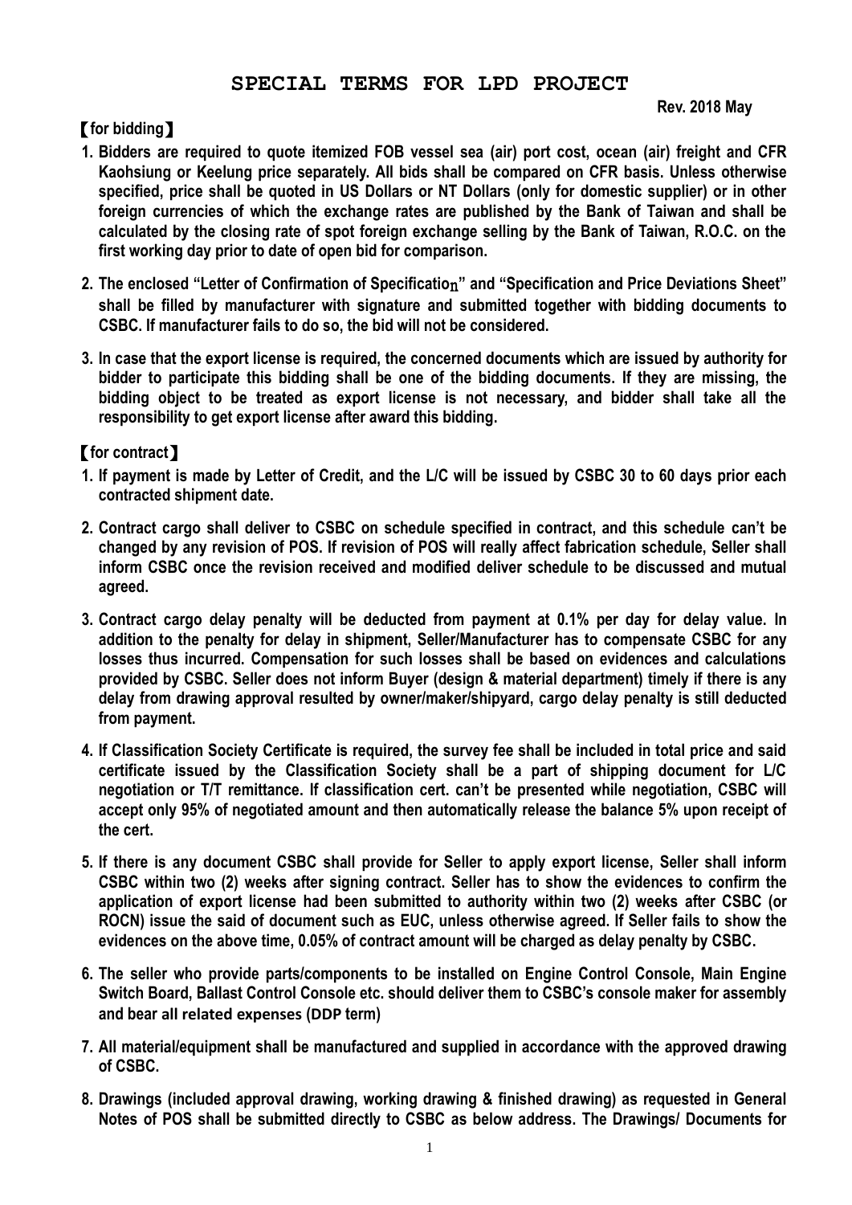# SPECIAL TERMS FOR LPD PROJECT

**Rev. 2018 May**

**【for bidding】**

1. **Bidders are required to quote itemized FOB vessel sea (air) port cost, ocean (air) freight and CFR Kaohsiung or Keelung price separately. All bids shall be compared on CFR basis. Unless otherwise specified, price shall be quoted in US Dollars or NT Dollars (only for domestic supplier) or in other foreign currencies of which the exchange rates are published by the Bank of Taiwan and shall be calculated by the closing rate of spot foreign exchange selling by the Bank of Taiwan, R.O.C. on the first working day prior to date of open bid for comparison.**

2. **The enclosed "Letter of Confirmation of Specification" and "Specification and Price Deviations Sheet" shall be filled by manufacturer with signature and submitted together with bidding documents to CSBC. If manufacturer fails to do so, the bid will not be considered.**

3. **In case that the export license is required, the concerned documents which are issued by authority for bidder to participate this bidding shall be one of the bidding documents. If they are missing, the bidding object to be treated as export license is not necessary, and bidder shall take all the responsibility to get export license after award this bidding.**

**【for contract】**

1. **If payment is made by Letter of Credit, and the L/C will be issued by CSBC 30 to 60 days prior each contracted shipment date.**

2. **Contract cargo shall deliver to CSBC on schedule specified in contract, and this schedule can't be changed by any revision of POS. If revision of POS will really affect fabrication schedule, Seller shall inform CSBC once the revision received and modified deliver schedule to be discussed and mutual agreed.**

3. **Contract cargo delay penalty will be deducted from payment at 0.1% per day for delay value. In addition to the penalty for delay in shipment, Seller/Manufacturer has to compensate CSBC for any losses thus incurred. Compensation for such losses shall be based on evidences and calculations provided by CSBC. Seller does not inform Buyer (design & material department) timely if there is any delay from drawing approval resulted by owner/maker/shipyard, cargo delay penalty is still deducted from payment.**

4. **If Classification Society Certificate is required, the survey fee shall be included in total price and said certificate issued by the Classification Society shall be a part of shipping document for L/C negotiation or T/T remittance. If classification cert. can't be presented while negotiation, CSBC will accept only 95% of negotiated amount and then automatically release the balance 5% upon receipt of the cert.**

5. **If there is any document CSBC shall provide for Seller to apply export license, Seller shall inform CSBC within two (2) weeks after signing contract. Seller has to show the evidences to confirm the application of export license had been submitted to authority within two (2) weeks after CSBC (or ROCN) issue the said of document such as EUC, unless otherwise agreed. If Seller fails to show the evidences on the above time, 0.05% of contract amount will be charged as delay penalty by CSBC.**

6. **The seller who provide parts/components to be installed on Engine Control Console, Main Engine Switch Board, Ballast Control Console etc. should deliver them to CSBC's console maker for assembly and bear all related expenses (DDP term)**

7. **All material/equipment shall be manufactured and supplied in accordance with the approved drawing of CSBC.**

8. **Drawings (included approval drawing, working drawing & finished drawing) as requested in General Notes of POS shall be submitted directly to CSBC as below address. The Drawings/ Documents for**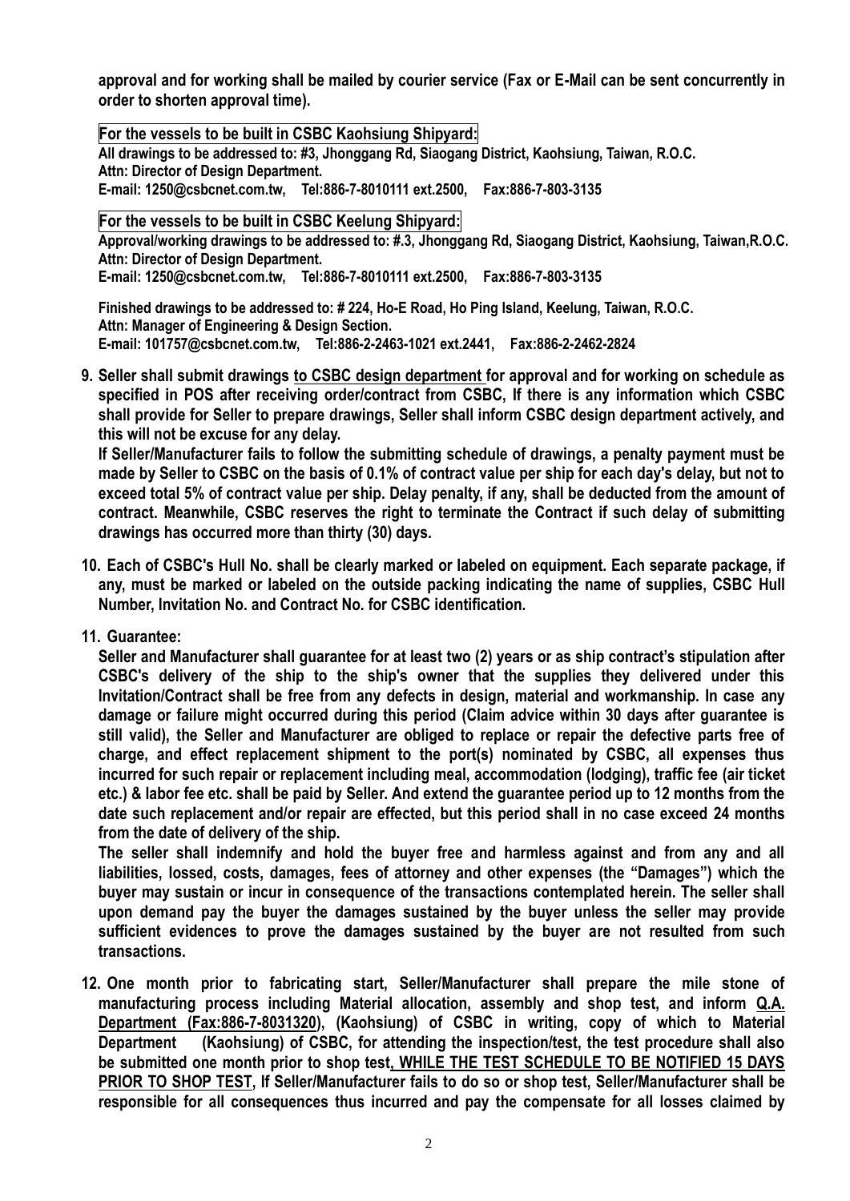**approval and for working shall be mailed by courier service (Fax or E-Mail can be sent concurrently in order to shorten approval time).**

**For the vessels to be built in CSBC Kaohsiung Shipyard:**

**All drawings to be addressed to: #3, Jhonggang Rd, Siaogang District, Kaohsiung, Taiwan, R.O.C.**
**Attn: Director of Design Department.**
**E-mail: 1250@csbcnet.com.tw, Tel:886-7-8010111 ext.2500, Fax:886-7-803-3135**

**For the vessels to be built in CSBC Keelung Shipyard:**

**Approval/working drawings to be addressed to: #.3, Jhonggang Rd, Siaogang District, Kaohsiung, Taiwan,R.O.C.**
**Attn: Director of Design Department.**
**E-mail: 1250@csbcnet.com.tw, Tel:886-7-8010111 ext.2500, Fax:886-7-803-3135**

**Finished drawings to be addressed to: # 224, Ho-E Road, Ho Ping Island, Keelung, Taiwan, R.O.C.**
**Attn: Manager of Engineering & Design Section.**
**E-mail: 101757@csbcnet.com.tw, Tel:886-2-2463-1021 ext.2441, Fax:886-2-2462-2824**

**9. Seller shall submit drawings to CSBC design department for approval and for working on schedule as specified in POS after receiving order/contract from CSBC, If there is any information which CSBC shall provide for Seller to prepare drawings, Seller shall inform CSBC design department actively, and this will not be excuse for any delay.**

**If Seller/Manufacturer fails to follow the submitting schedule of drawings, a penalty payment must be made by Seller to CSBC on the basis of 0.1% of contract value per ship for each day's delay, but not to exceed total 5% of contract value per ship. Delay penalty, if any, shall be deducted from the amount of contract. Meanwhile, CSBC reserves the right to terminate the Contract if such delay of submitting drawings has occurred more than thirty (30) days.**

**10. Each of CSBC's Hull No. shall be clearly marked or labeled on equipment. Each separate package, if any, must be marked or labeled on the outside packing indicating the name of supplies, CSBC Hull Number, Invitation No. and Contract No. for CSBC identification.**

**11. Guarantee:**

**Seller and Manufacturer shall guarantee for at least two (2) years or as ship contract's stipulation after CSBC's delivery of the ship to the ship's owner that the supplies they delivered under this Invitation/Contract shall be free from any defects in design, material and workmanship. In case any damage or failure might occurred during this period (Claim advice within 30 days after guarantee is still valid), the Seller and Manufacturer are obliged to replace or repair the defective parts free of charge, and effect replacement shipment to the port(s) nominated by CSBC, all expenses thus incurred for such repair or replacement including meal, accommodation (lodging), traffic fee (air ticket etc.) & labor fee etc. shall be paid by Seller. And extend the guarantee period up to 12 months from the date such replacement and/or repair are effected, but this period shall in no case exceed 24 months from the date of delivery of the ship.**

**The seller shall indemnify and hold the buyer free and harmless against and from any and all liabilities, lossed, costs, damages, fees of attorney and other expenses (the "Damages") which the buyer may sustain or incur in consequence of the transactions contemplated herein. The seller shall upon demand pay the buyer the damages sustained by the buyer unless the seller may provide sufficient evidences to prove the damages sustained by the buyer are not resulted from such transactions.**

**12. One month prior to fabricating start, Seller/Manufacturer shall prepare the mile stone of manufacturing process including Material allocation, assembly and shop test, and inform Q.A. Department (Fax:886-7-8031320), (Kaohsiung) of CSBC in writing, copy of which to Material Department (Kaohsiung) of CSBC, for attending the inspection/test, the test procedure shall also be submitted one month prior to shop test, WHILE THE TEST SCHEDULE TO BE NOTIFIED 15 DAYS PRIOR TO SHOP TEST, If Seller/Manufacturer fails to do so or shop test, Seller/Manufacturer shall be responsible for all consequences thus incurred and pay the compensate for all losses claimed by**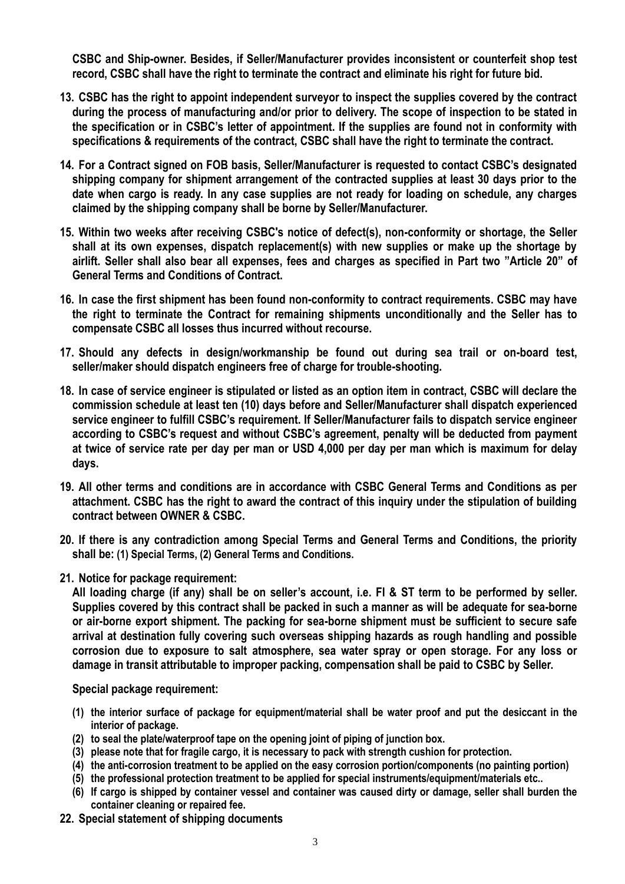**CSBC and Ship-owner. Besides, if Seller/Manufacturer provides inconsistent or counterfeit shop test record, CSBC shall have the right to terminate the contract and eliminate his right for future bid.**

13. **CSBC has the right to appoint independent surveyor to inspect the supplies covered by the contract during the process of manufacturing and/or prior to delivery. The scope of inspection to be stated in the specification or in CSBC's letter of appointment. If the supplies are found not in conformity with specifications & requirements of the contract, CSBC shall have the right to terminate the contract.**

14. **For a Contract signed on FOB basis, Seller/Manufacturer is requested to contact CSBC's designated shipping company for shipment arrangement of the contracted supplies at least 30 days prior to the date when cargo is ready. In any case supplies are not ready for loading on schedule, any charges claimed by the shipping company shall be borne by Seller/Manufacturer.**

15. **Within two weeks after receiving CSBC's notice of defect(s), non-conformity or shortage, the Seller shall at its own expenses, dispatch replacement(s) with new supplies or make up the shortage by airlift. Seller shall also bear all expenses, fees and charges as specified in Part two "Article 20" of General Terms and Conditions of Contract.**

16. **In case the first shipment has been found non-conformity to contract requirements. CSBC may have the right to terminate the Contract for remaining shipments unconditionally and the Seller has to compensate CSBC all losses thus incurred without recourse.**

17. **Should any defects in design/workmanship be found out during sea trail or on-board test, seller/maker should dispatch engineers free of charge for trouble-shooting.**

18. **In case of service engineer is stipulated or listed as an option item in contract, CSBC will declare the commission schedule at least ten (10) days before and Seller/Manufacturer shall dispatch experienced service engineer to fulfill CSBC's requirement. If Seller/Manufacturer fails to dispatch service engineer according to CSBC's request and without CSBC's agreement, penalty will be deducted from payment at twice of service rate per day per man or USD 4,000 per day per man which is maximum for delay days.**

19. **All other terms and conditions are in accordance with CSBC General Terms and Conditions as per attachment. CSBC has the right to award the contract of this inquiry under the stipulation of building contract between OWNER & CSBC.**

20. **If there is any contradiction among Special Terms and General Terms and Conditions, the priority shall be: (1) Special Terms, (2) General Terms and Conditions.**

21. **Notice for package requirement:**

    **All loading charge (if any) shall be on seller's account, i.e. FI & ST term to be performed by seller. Supplies covered by this contract shall be packed in such a manner as will be adequate for sea-borne or air-borne export shipment. The packing for sea-borne shipment must be sufficient to secure safe arrival at destination fully covering such overseas shipping hazards as rough handling and possible corrosion due to exposure to salt atmosphere, sea water spray or open storage. For any loss or damage in transit attributable to improper packing, compensation shall be paid to CSBC by Seller.**

    **Special package requirement:**

    **(1) the interior surface of package for equipment/material shall be water proof and put the desiccant in the interior of package.**
    **(2) to seal the plate/waterproof tape on the opening joint of piping of junction box.**
    **(3) please note that for fragile cargo, it is necessary to pack with strength cushion for protection.**
    **(4) the anti-corrosion treatment to be applied on the easy corrosion portion/components (no painting portion)**
    **(5) the professional protection treatment to be applied for special instruments/equipment/materials etc..**
    **(6) If cargo is shipped by container vessel and container was caused dirty or damage, seller shall burden the container cleaning or repaired fee.**

22. **Special statement of shipping documents**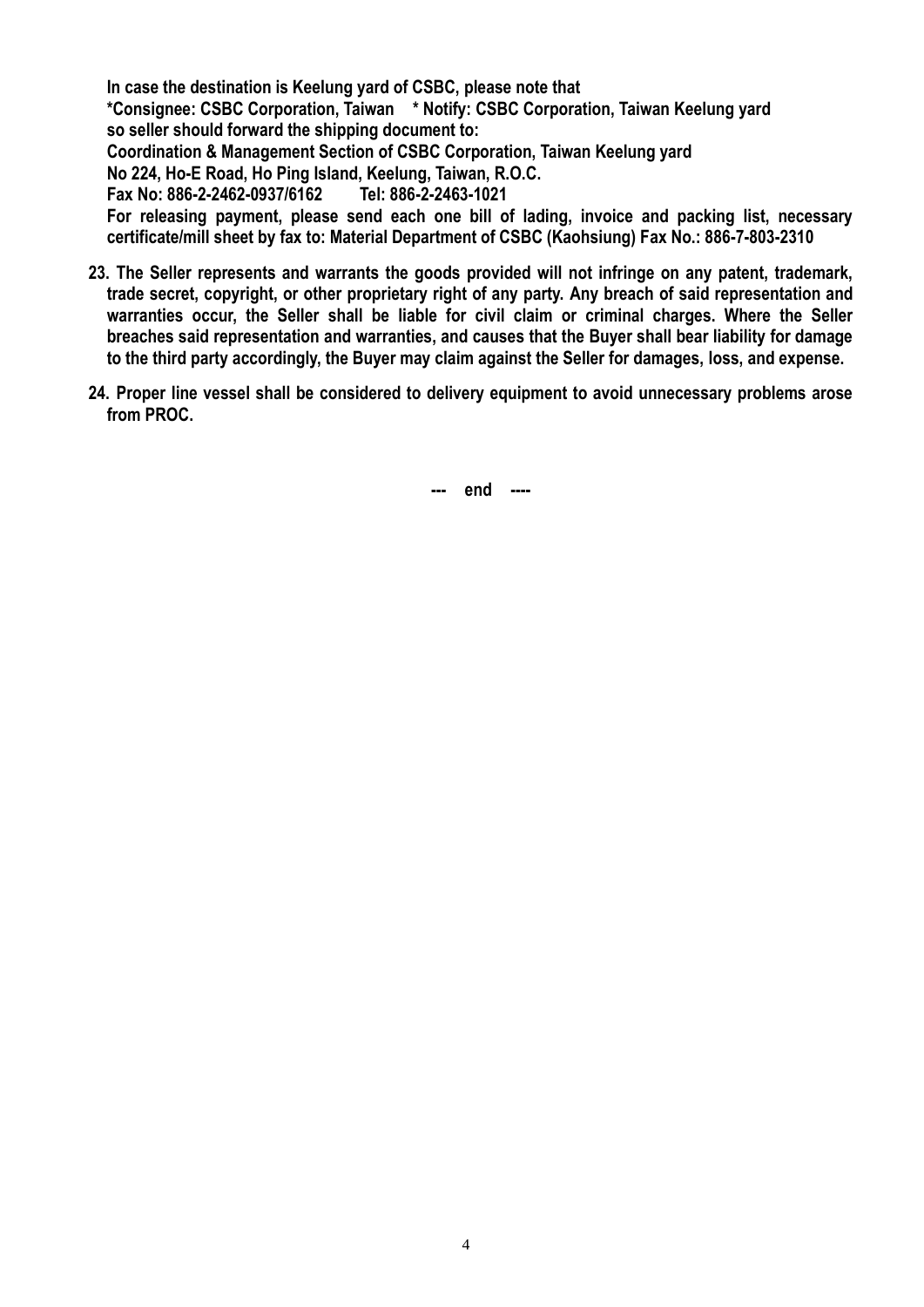**In case the destination is Keelung yard of CSBC, please note that**
**\*Consignee: CSBC Corporation, Taiwan \* Notify: CSBC Corporation, Taiwan Keelung yard**
**so seller should forward the shipping document to:**
**Coordination & Management Section of CSBC Corporation, Taiwan Keelung yard**
**No 224, Ho-E Road, Ho Ping Island, Keelung, Taiwan, R.O.C.**
**Fax No: 886-2-2462-0937/6162 Tel: 886-2-2463-1021**
**For releasing payment, please send each one bill of lading, invoice and packing list, necessary certificate/mill sheet by fax to: Material Department of CSBC (Kaohsiung) Fax No.: 886-7-803-2310**

**23. The Seller represents and warrants the goods provided will not infringe on any patent, trademark, trade secret, copyright, or other proprietary right of any party. Any breach of said representation and warranties occur, the Seller shall be liable for civil claim or criminal charges. Where the Seller breaches said representation and warranties, and causes that the Buyer shall bear liability for damage to the third party accordingly, the Buyer may claim against the Seller for damages, loss, and expense.**

**24. Proper line vessel shall be considered to delivery equipment to avoid unnecessary problems arose from PROC.**

**--- end ----**